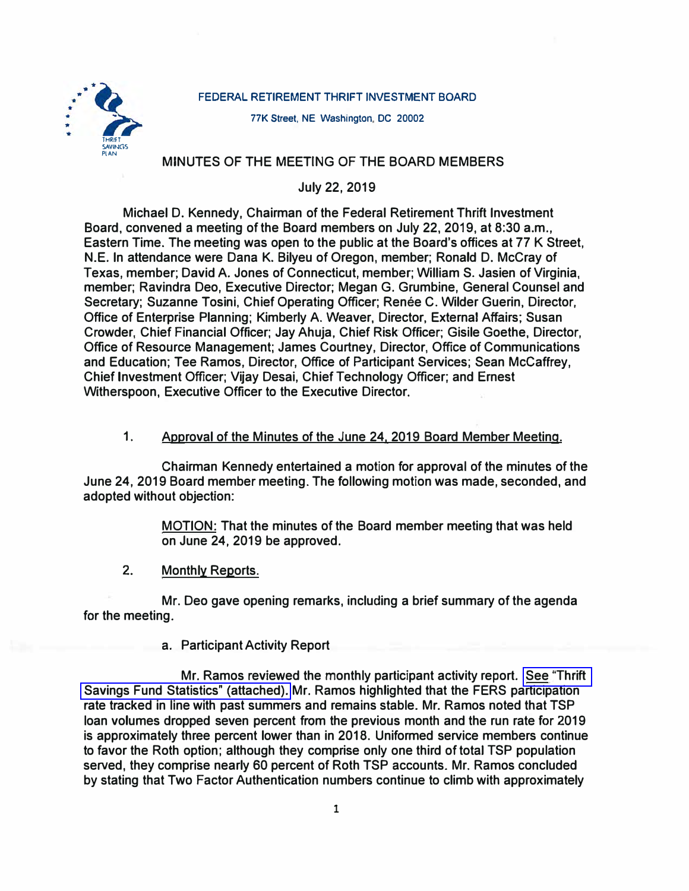FEDERAL RETIREMENT THRIFT INVESTMENT BOARD

77K Street, NE Washington, DC 20002

# MINUTES OF THE MEETING OF THE BOARD MEMBERS

July 22, 2019

Michael D. Kennedy, Chairman of the Federal Retirement Thrift Investment Board, convened a meeting of the Board members on July 22, 2019, at 8:30 a.m., Eastern Time. The meeting was open to the public at the Board's offices at 77 K Street, N.E. In attendance were Dana K. Bilyeu of Oregon, member; Ronald D. McCray of Texas, member; David A. Jones of Connecticut, member; William S. Jasien of Virginia, member; Ravindra Deo, Executive Director; Megan G. Grumbine, General Counsel and Secretary; Suzanne Tosini, Chief Operating Officer; Renée C. Wilder Guerin, Director, Office of Enterprise Planning; Kimberly A. Weaver, Director, External Affairs; Susan Crowder, Chief Financial Officer; Jay Ahuja, Chief Risk Officer; Gisile Goethe, Director, Office of Resource Management; James Courtney, Director, Office of Communications and Education; Tee Ramos, Director, Office of Participant Services; Sean McCaffrey, Chief Investment Officer; Vijay Desai, Chief Technology Officer; and Ernest Witherspoon, Executive Officer to the Executive Director.

1. Approval of the Minutes of the June 24, 2019 Board Member Meeting.

Chairman Kennedy entertained a motion for approval of the minutes of the June 24, 2019 Board member meeting. The following motion was made, seconded, and adopted without objection:

> MOTION: That the minutes of the Board member meeting that was held on June 24, 2019 be approved.

2. Monthly Reports.

Mr. Deo gave opening remarks, including a brief summary of the agenda for the meeting.

a. Participant Activity Report

Mr. Ramos reviewed the monthly participant activity report. See "Thrift Savings Fund Statistics" (attached). Mr. Ramos highlighted that the FERS participation rate tracked in line with past summers and remains stable. Mr. Ramos noted that TSP loan volumes dropped seven percent from the previous month and the run rate for 2019 is approximately three percent lower than in 2018. Uniformed service members continue to favor the Roth option; although they comprise only one third of total TSP population served, they comprise nearly 60 percent of Roth TSP accounts. Mr. Ramos concluded by stating that Two Factor Authentication numbers continue to climb with approximately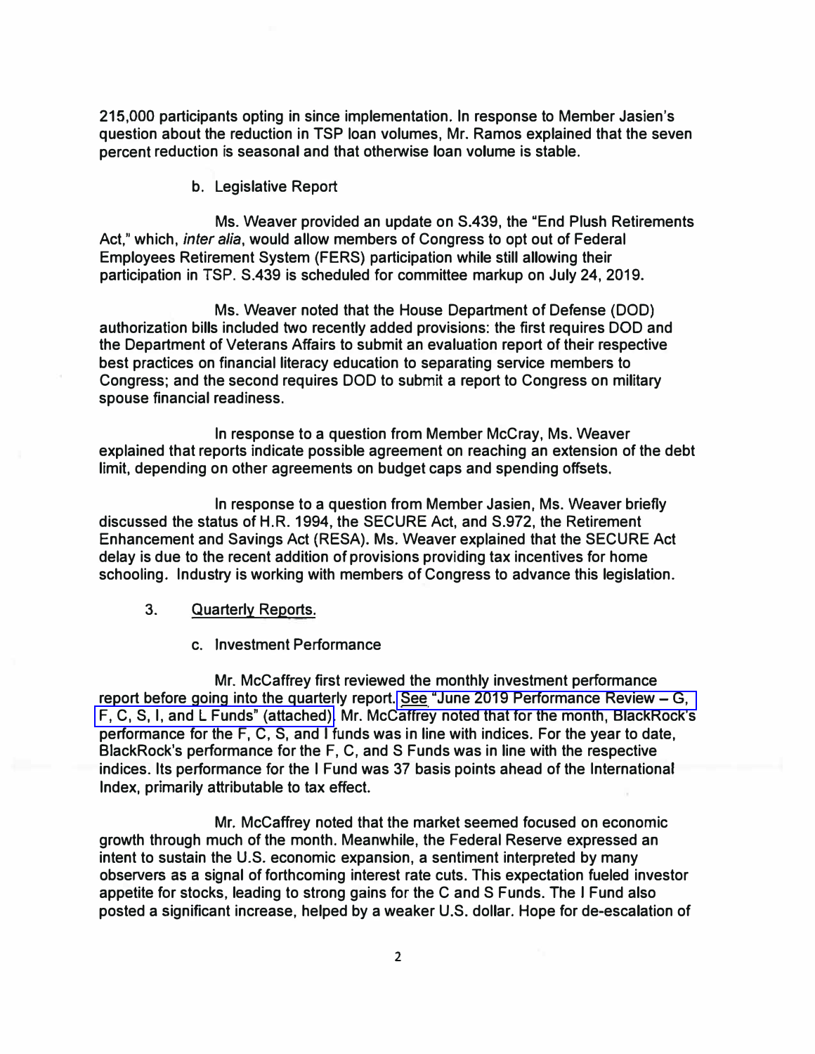215,000 participants opting in since implementation. In response to Member Jasien's question about the reduction in TSP loan volumes, Mr. Ramos explained that the seven percent reduction is seasonal and that otherwise loan volume is stable.

b. Legislative Report

Ms. Weaver provided an update on S.439, the "End Plush Retirements Act," which, *inter alia*, would allow members of Congress to opt out of Federal Employees Retirement System (FERS) participation while still allowing their participation in TSP. S.439 is scheduled for committee markup on July 24, 2019.

Ms. Weaver noted that the House Department of Defense (DOD) authorization bills included two recently added provisions: the first requires DOD and the Department of Veterans Affairs to submit an evaluation report of their respective best practices on financial literacy education to separating service members to Congress; and the second requires DOD to submit a report to Congress on military spouse financial readiness.

In response to a question from Member McCray, Ms. Weaver explained that reports indicate possible agreement on reaching an extension of the debt limit, depending on other agreements on budget caps and spending offsets.

In response to a question from Member Jasien, Ms. Weaver briefly discussed the status of H.R. 1994, the SECURE Act, and S.972, the Retirement Enhancement and Savings Act (RESA). Ms. Weaver explained that the SECURE Act delay is due to the recent addition of provisions providing tax incentives for home schooling. Industry is working with members of Congress to advance this legislation.

3. Quarterly Reports.

c. Investment Performance

Mr. McCaffrey first reviewed the monthly investment performance report before going into the quarterly report. See "June 2019 Performance Review – G, F, C, S, I, and L Funds" (attached). Mr. McCaffrey noted that for the month, BlackRock's performance for the F, C, S, and I funds was in line with indices. For the year to date, BlackRock's performance for the F, C, and S Funds was in line with the respective indices. Its performance for the I Fund was 37 basis points ahead of the International Index, primarily attributable to tax effect.

Mr. McCaffrey noted that the market seemed focused on economic growth through much of the month. Meanwhile, the Federal Reserve expressed an intent to sustain the U.S. economic expansion, a sentiment interpreted by many observers as a signal of forthcoming interest rate cuts. This expectation fueled investor appetite for stocks, leading to strong gains for the C and S Funds. The I Fund also posted a significant increase, helped by a weaker U.S. dollar. Hope for de-escalation of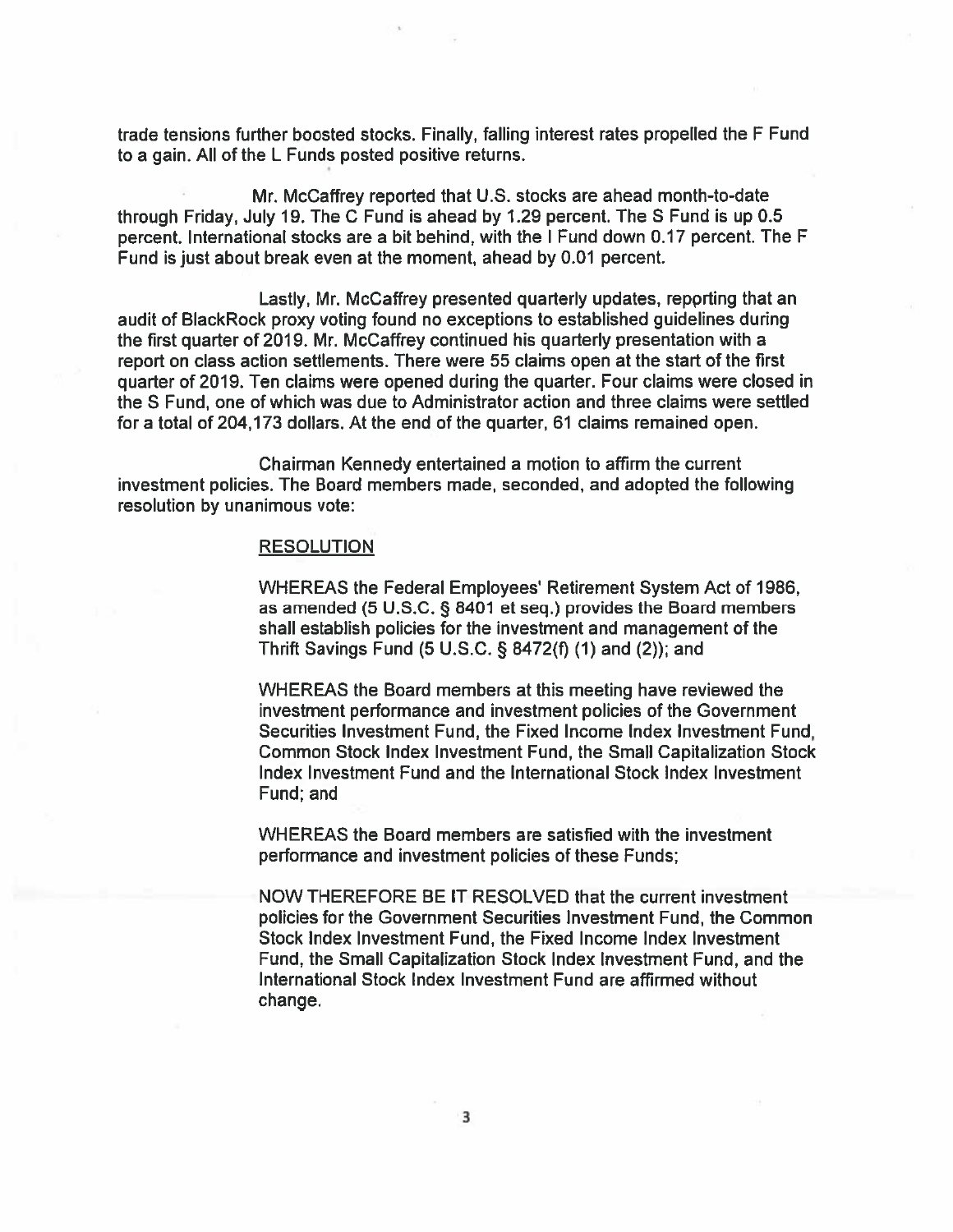trade tensions further boosted stocks. Finally, falling interest rates propelled the F Fund to a gain. All of the L Funds posted positive returns.

Mr. McCaffrey reported that U.S. stocks are ahead month-to-date through Friday, July 19. The C Fund is ahead by 1.29 percent. The S Fund is up 0.5 percent. International stocks are a bit behind, with the I Fund down 0.17 percent. The F Fund is just about break even at the moment, ahead by 0.01 percent.

Lastly, Mr. McCaffrey presented quarterly updates, reporting that an audit of BlackRock proxy voting found no exceptions to established guidelines during the first quarter of 2019. Mr. McCaffrey continued his quarterly presentation with a report on class action settlements. There were 55 claims open at the start of the first quarter of 2019. Ten claims were opened during the quarter. Four claims were closed in the S Fund, one of which was due to Administrator action and three claims were settled for a total of 204,173 dollars. At the end of the quarter, 61 claims remained open.

Chairman Kennedy entertained a motion to affirm the current investment policies. The Board members made, seconded, and adopted the following resolution by unanimous vote:

<u>RESOLUTION</u>

WHEREAS the Federal Employees' Retirement System Act of 1986, as amended (5 U.S.C. § 8401 et seq.) provides the Board members shall establish policies for the investment and management of the Thrift Savings Fund (5 U.S.C. § 8472(f) (1) and (2)); and

WHEREAS the Board members at this meeting have reviewed the investment performance and investment policies of the Government Securities Investment Fund, the Fixed Income Index Investment Fund, Common Stock Index Investment Fund, the Small Capitalization Stock Index Investment Fund and the International Stock Index Investment Fund; and

WHEREAS the Board members are satisfied with the investment performance and investment policies of these Funds;

NOW THEREFORE BE IT RESOLVED that the current investment policies for the Government Securities Investment Fund, the Common Stock Index Investment Fund, the Fixed Income Index Investment Fund, the Small Capitalization Stock Index Investment Fund, and the International Stock Index Investment Fund are affirmed without change.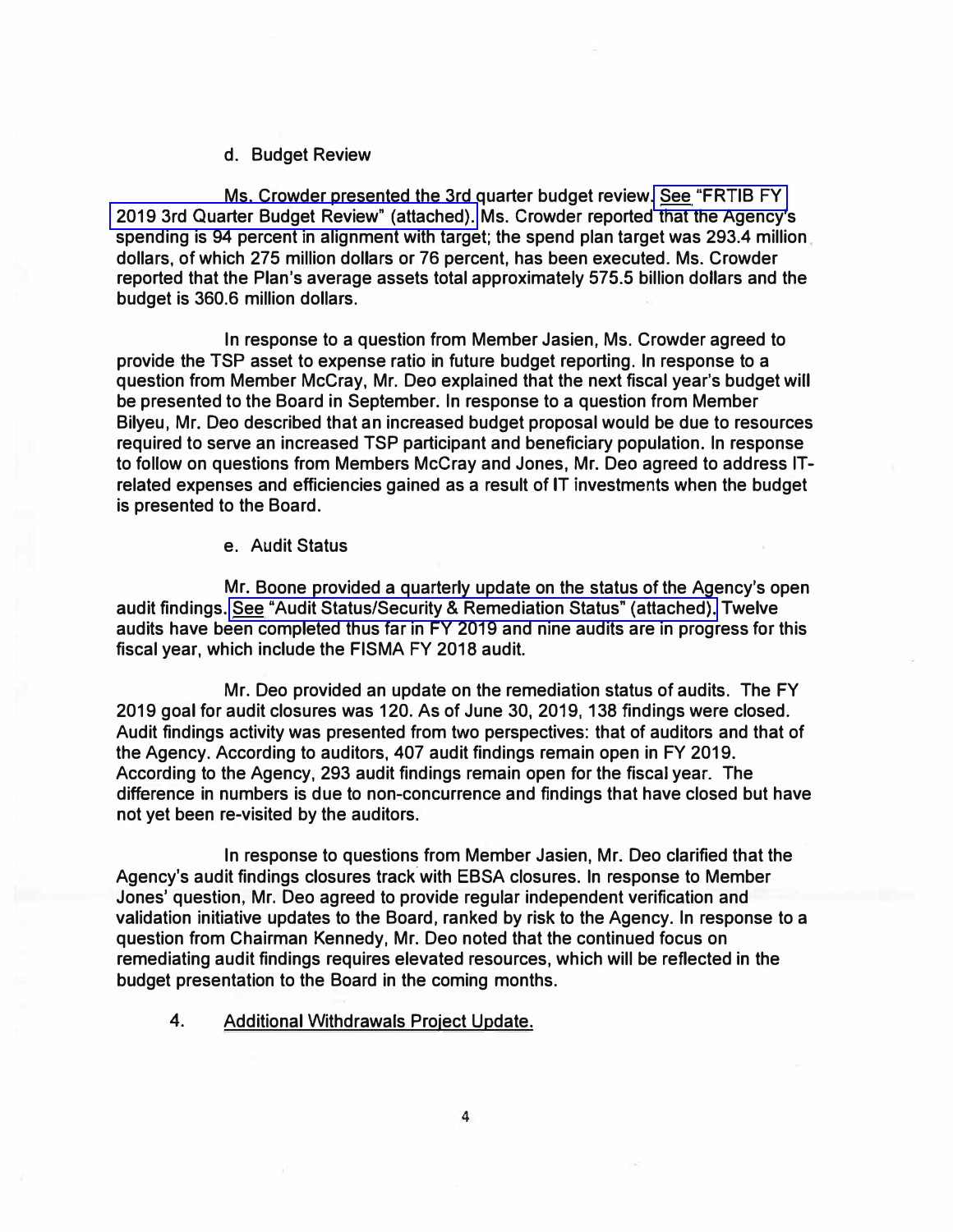d. Budget Review

Ms. Crowder presented the 3rd quarter budget review. See "FRTIB FY 2019 3rd Quarter Budget Review" (attached). Ms. Crowder reported that the Agency's spending is 94 percent in alignment with target; the spend plan target was 293.4 million dollars, of which 275 million dollars or 76 percent, has been executed. Ms. Crowder reported that the Plan's average assets total approximately 575.5 billion dollars and the budget is 360.6 million dollars.

In response to a question from Member Jasien, Ms. Crowder agreed to provide the TSP asset to expense ratio in future budget reporting. In response to a question from Member McCray, Mr. Deo explained that the next fiscal year's budget will be presented to the Board in September. In response to a question from Member Bilyeu, Mr. Deo described that an increased budget proposal would be due to resources required to serve an increased TSP participant and beneficiary population. In response to follow on questions from Members McCray and Jones, Mr. Deo agreed to address IT-related expenses and efficiencies gained as a result of IT investments when the budget is presented to the Board.

e. Audit Status

Mr. Boone provided a quarterly update on the status of the Agency's open audit findings. See "Audit Status/Security & Remediation Status" (attached). Twelve audits have been completed thus far in FY 2019 and nine audits are in progress for this fiscal year, which include the FISMA FY 2018 audit.

Mr. Deo provided an update on the remediation status of audits. The FY 2019 goal for audit closures was 120. As of June 30, 2019, 138 findings were closed. Audit findings activity was presented from two perspectives: that of auditors and that of the Agency. According to auditors, 407 audit findings remain open in FY 2019. According to the Agency, 293 audit findings remain open for the fiscal year. The difference in numbers is due to non-concurrence and findings that have closed but have not yet been re-visited by the auditors.

In response to questions from Member Jasien, Mr. Deo clarified that the Agency's audit findings closures track with EBSA closures. In response to Member Jones' question, Mr. Deo agreed to provide regular independent verification and validation initiative updates to the Board, ranked by risk to the Agency. In response to a question from Chairman Kennedy, Mr. Deo noted that the continued focus on remediating audit findings requires elevated resources, which will be reflected in the budget presentation to the Board in the coming months.

4. Additional Withdrawals Project Update.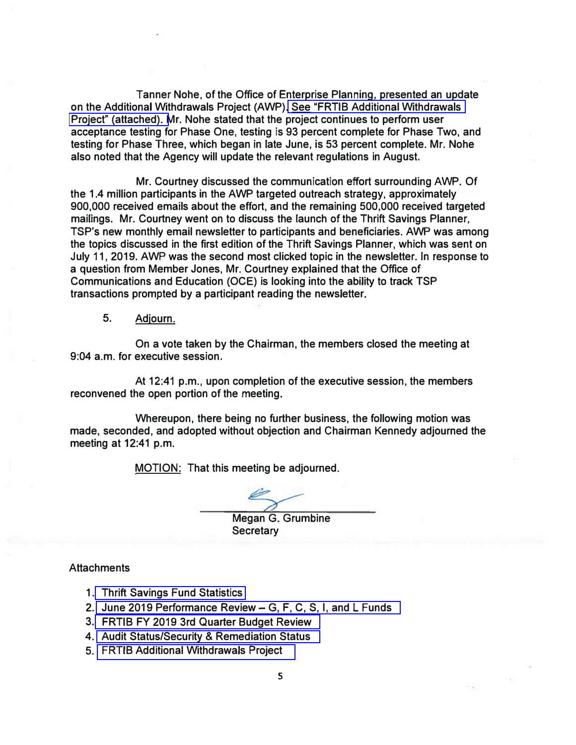Tanner Nohe, of the Office of Enterprise Planning, presented an update on the Additional Withdrawals Project (AWP). See "FRTIB Additional Withdrawals Project" (attached). Mr. Nohe stated that the project continues to perform user acceptance testing for Phase One, testing is 93 percent complete for Phase Two, and testing for Phase Three, which began in late June, is 53 percent complete. Mr. Nohe also noted that the Agency will update the relevant regulations in August.

Mr. Courtney discussed the communication effort surrounding AWP. Of the 1.4 million participants in the AWP targeted outreach strategy, approximately 900,000 received emails about the effort, and the remaining 500,000 received targeted mailings. Mr. Courtney went on to discuss the launch of the Thrift Savings Planner, TSP's new monthly email newsletter to participants and beneficiaries. AWP was among the topics discussed in the first edition of the Thrift Savings Planner, which was sent on July 11, 2019. AWP was the second most clicked topic in the newsletter. In response to a question from Member Jones, Mr. Courtney explained that the Office of Communications and Education (OCE) is looking into the ability to track TSP transactions prompted by a participant reading the newsletter.

5. <u>Adjourn.</u>

On a vote taken by the Chairman, the members closed the meeting at 9:04 a.m. for executive session.

At 12:41 p.m., upon completion of the executive session, the members reconvened the open portion of the meeting.

Whereupon, there being no further business, the following motion was made, seconded, and adopted without objection and Chairman Kennedy adjourned the meeting at 12:41 p.m.

<u>MOTION:</u> That this meeting be adjourned.

Megan G. Grumbine
Secretary

Attachments

1. Thrift Savings Fund Statistics
2. June 2019 Performance Review – G, F, C, S, I, and L Funds
3. FRTIB FY 2019 3rd Quarter Budget Review
4. Audit Status/Security & Remediation Status
5. FRTIB Additional Withdrawals Project